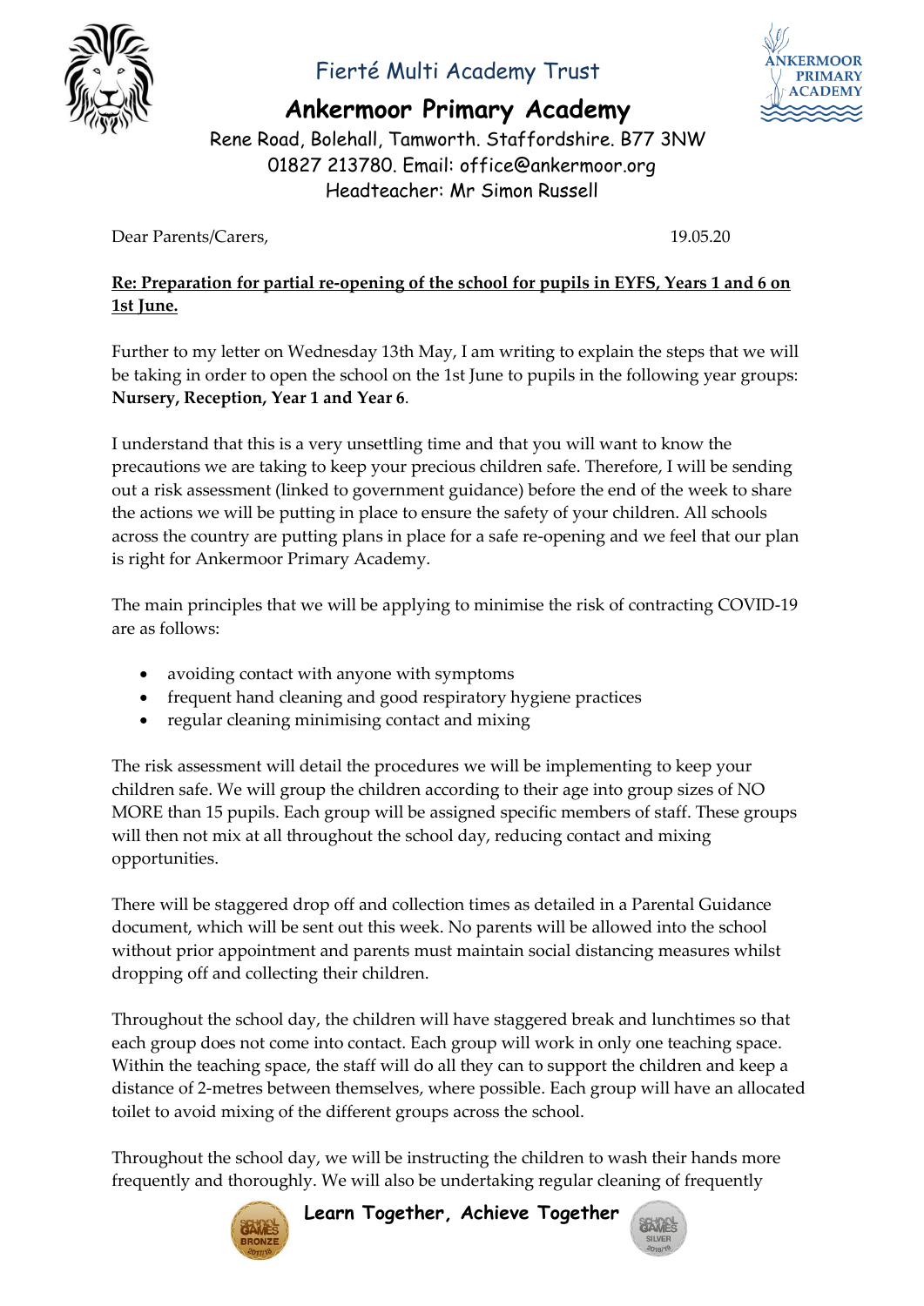Fierté Multi Academy Trust

# Ankermoor Primary Academy

Rene Road, Bolehall, Tamworth. Staffordshire. B77 3NW
01827 213780. Email: office@ankermoor.org
Headteacher: Mr Simon Russell

Dear Parents/Carers, 19.05.20

**Re: Preparation for partial re-opening of the school for pupils in EYFS, Years 1 and 6 on 1st June.**

Further to my letter on Wednesday 13th May, I am writing to explain the steps that we will be taking in order to open the school on the 1st June to pupils in the following year groups: **Nursery, Reception, Year 1 and Year 6**.

I understand that this is a very unsettling time and that you will want to know the precautions we are taking to keep your precious children safe. Therefore, I will be sending out a risk assessment (linked to government guidance) before the end of the week to share the actions we will be putting in place to ensure the safety of your children. All schools across the country are putting plans in place for a safe re-opening and we feel that our plan is right for Ankermoor Primary Academy.

The main principles that we will be applying to minimise the risk of contracting COVID-19 are as follows:

- avoiding contact with anyone with symptoms
- frequent hand cleaning and good respiratory hygiene practices
- regular cleaning minimising contact and mixing

The risk assessment will detail the procedures we will be implementing to keep your children safe. We will group the children according to their age into group sizes of NO MORE than 15 pupils. Each group will be assigned specific members of staff. These groups will then not mix at all throughout the school day, reducing contact and mixing opportunities.

There will be staggered drop off and collection times as detailed in a Parental Guidance document, which will be sent out this week. No parents will be allowed into the school without prior appointment and parents must maintain social distancing measures whilst dropping off and collecting their children.

Throughout the school day, the children will have staggered break and lunchtimes so that each group does not come into contact. Each group will work in only one teaching space. Within the teaching space, the staff will do all they can to support the children and keep a distance of 2-metres between themselves, where possible. Each group will have an allocated toilet to avoid mixing of the different groups across the school.

Throughout the school day, we will be instructing the children to wash their hands more frequently and thoroughly. We will also be undertaking regular cleaning of frequently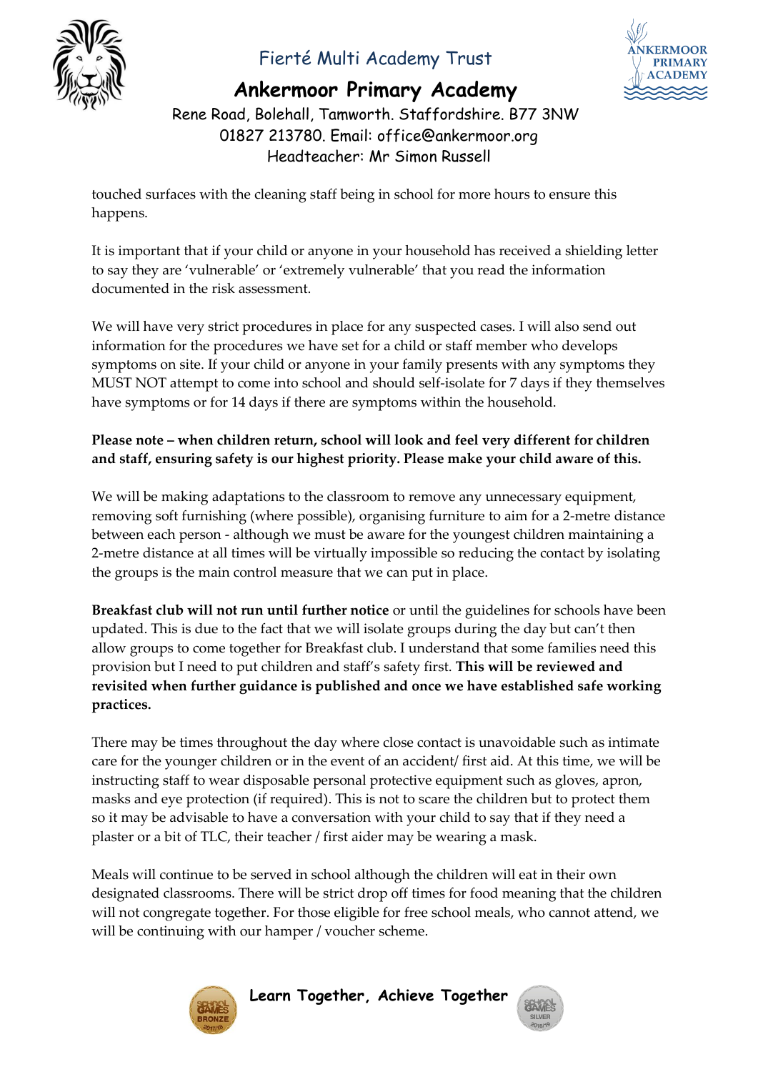touched surfaces with the cleaning staff being in school for more hours to ensure this happens.

It is important that if your child or anyone in your household has received a shielding letter to say they are 'vulnerable' or 'extremely vulnerable' that you read the information documented in the risk assessment.

We will have very strict procedures in place for any suspected cases. I will also send out information for the procedures we have set for a child or staff member who develops symptoms on site. If your child or anyone in your family presents with any symptoms they MUST NOT attempt to come into school and should self-isolate for 7 days if they themselves have symptoms or for 14 days if there are symptoms within the household.

**Please note – when children return, school will look and feel very different for children and staff, ensuring safety is our highest priority. Please make your child aware of this.**

We will be making adaptations to the classroom to remove any unnecessary equipment, removing soft furnishing (where possible), organising furniture to aim for a 2-metre distance between each person - although we must be aware for the youngest children maintaining a 2-metre distance at all times will be virtually impossible so reducing the contact by isolating the groups is the main control measure that we can put in place.

**Breakfast club will not run until further notice** or until the guidelines for schools have been updated. This is due to the fact that we will isolate groups during the day but can't then allow groups to come together for Breakfast club. I understand that some families need this provision but I need to put children and staff's safety first. **This will be reviewed and revisited when further guidance is published and once we have established safe working practices.**

There may be times throughout the day where close contact is unavoidable such as intimate care for the younger children or in the event of an accident/ first aid. At this time, we will be instructing staff to wear disposable personal protective equipment such as gloves, apron, masks and eye protection (if required). This is not to scare the children but to protect them so it may be advisable to have a conversation with your child to say that if they need a plaster or a bit of TLC, their teacher / first aider may be wearing a mask.

Meals will continue to be served in school although the children will eat in their own designated classrooms. There will be strict drop off times for food meaning that the children will not congregate together. For those eligible for free school meals, who cannot attend, we will be continuing with our hamper / voucher scheme.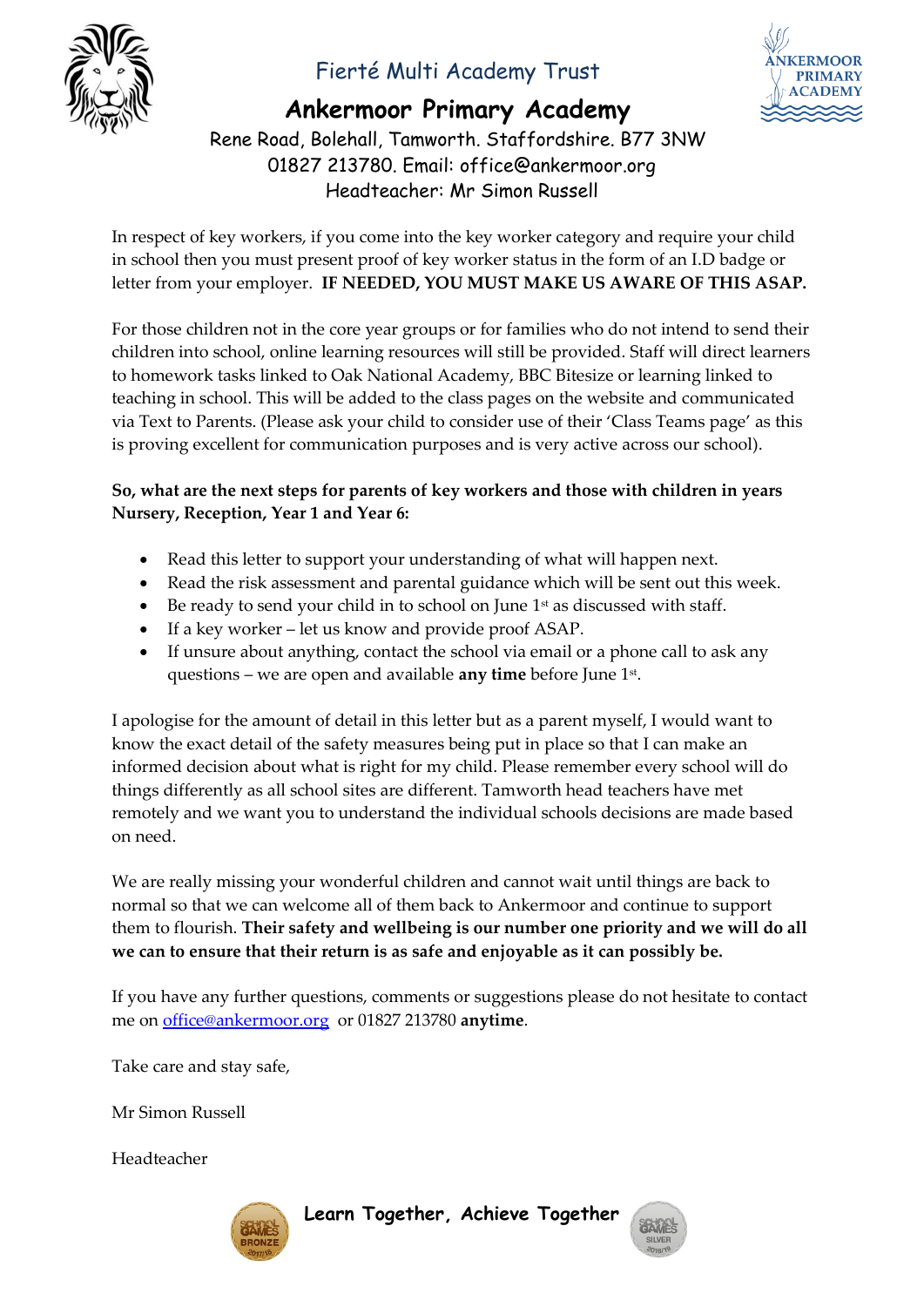Fierté Multi Academy Trust

# Ankermoor Primary Academy

Rene Road, Bolehall, Tamworth. Staffordshire. B77 3NW
01827 213780. Email: office@ankermoor.org
Headteacher: Mr Simon Russell

In respect of key workers, if you come into the key worker category and require your child in school then you must present proof of key worker status in the form of an I.D badge or letter from your employer. **IF NEEDED, YOU MUST MAKE US AWARE OF THIS ASAP.**

For those children not in the core year groups or for families who do not intend to send their children into school, online learning resources will still be provided. Staff will direct learners to homework tasks linked to Oak National Academy, BBC Bitesize or learning linked to teaching in school. This will be added to the class pages on the website and communicated via Text to Parents. (Please ask your child to consider use of their 'Class Teams page' as this is proving excellent for communication purposes and is very active across our school).

**So, what are the next steps for parents of key workers and those with children in years Nursery, Reception, Year 1 and Year 6:**

- Read this letter to support your understanding of what will happen next.
- Read the risk assessment and parental guidance which will be sent out this week.
- Be ready to send your child in to school on June 1st as discussed with staff.
- If a key worker – let us know and provide proof ASAP.
- If unsure about anything, contact the school via email or a phone call to ask any questions – we are open and available **any time** before June 1st.

I apologise for the amount of detail in this letter but as a parent myself, I would want to know the exact detail of the safety measures being put in place so that I can make an informed decision about what is right for my child. Please remember every school will do things differently as all school sites are different. Tamworth head teachers have met remotely and we want you to understand the individual schools decisions are made based on need.

We are really missing your wonderful children and cannot wait until things are back to normal so that we can welcome all of them back to Ankermoor and continue to support them to flourish. **Their safety and wellbeing is our number one priority and we will do all we can to ensure that their return is as safe and enjoyable as it can possibly be.**

If you have any further questions, comments or suggestions please do not hesitate to contact me on office@ankermoor.org or 01827 213780 **anytime**.

Take care and stay safe,

Mr Simon Russell

Headteacher

Learn Together, Achieve Together